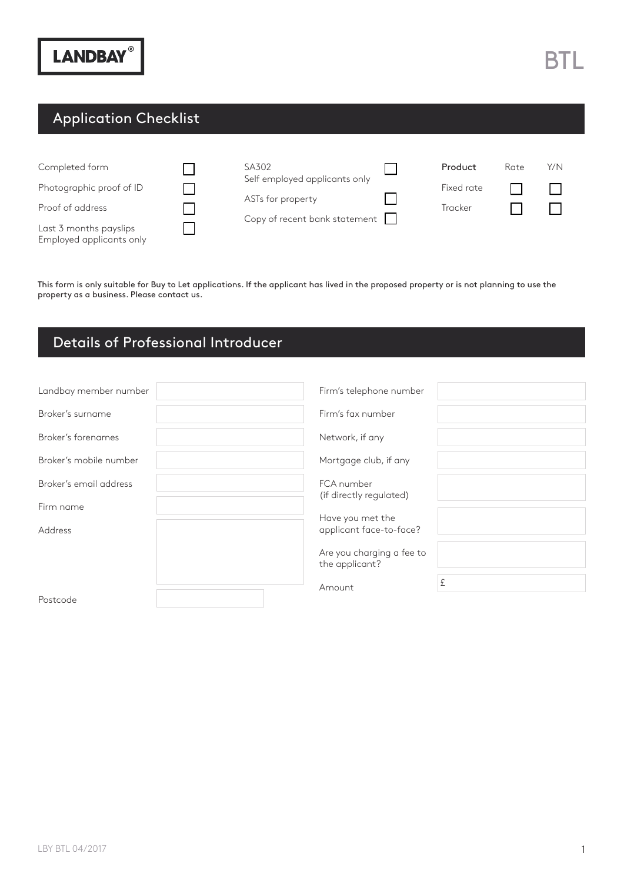LANDBAY®

BTL

## Application Checklist

| | |
|---|---|
| Completed form | ☐ |
| Photographic proof of ID | ☐ |
| Proof of address | ☐ |
| Last 3 months payslips<br>Employed applicants only | ☐ |
| SA302<br>Self employed applicants only | ☐ |
| ASTs for property | ☐ |
| Copy of recent bank statement | ☐ |

| Product | Rate | Y/N |
|---|---|---|
| Fixed rate | ☐ | ☐ |
| Tracker | ☐ | ☐ |

**This form is only suitable for Buy to Let applications. If the applicant has lived in the proposed property or is not planning to use the property as a business. Please contact us.**

## Details of Professional Introducer

| | |
|---|---|
| Landbay member number | |
| Broker's surname | |
| Broker's forenames | |
| Broker's mobile number | |
| Broker's email address | |
| Firm name | |
| Address | |
| Postcode | |
| Firm's telephone number | |
| Firm's fax number | |
| Network, if any | |
| Mortgage club, if any | |
| FCA number<br>(if directly regulated) | |
| Have you met the applicant face-to-face? | |
| Are you charging a fee to the applicant? | |
| Amount | £ |

LBY BTL 04/2017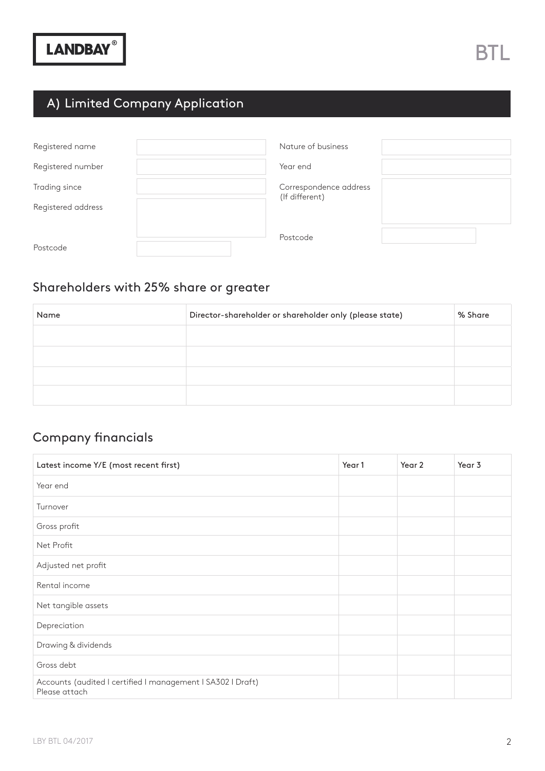LANDBAY®

BTL

## A) Limited Company Application

| | | | |
|---|---|---|---|
| Registered name | | Nature of business | |
| Registered number | | Year end | |
| Trading since | | Correspondence address (If different) | |
| Registered address | | | |
| Postcode | | Postcode | |

## Shareholders with 25% share or greater

| Name | Director-shareholder or shareholder only (please state) | % Share |
|---|---|---|
| | | |
| | | |
| | | |
| | | |

## Company financials

| Latest income Y/E (most recent first) | Year 1 | Year 2 | Year 3 |
|---|---|---|---|
| Year end | | | |
| Turnover | | | |
| Gross profit | | | |
| Net Profit | | | |
| Adjusted net profit | | | |
| Rental income | | | |
| Net tangible assets | | | |
| Depreciation | | | |
| Drawing & dividends | | | |
| Gross debt | | | |
| Accounts (audited I certified I management I SA302 I Draft) Please attach | | | |

LBY BTL 04/2017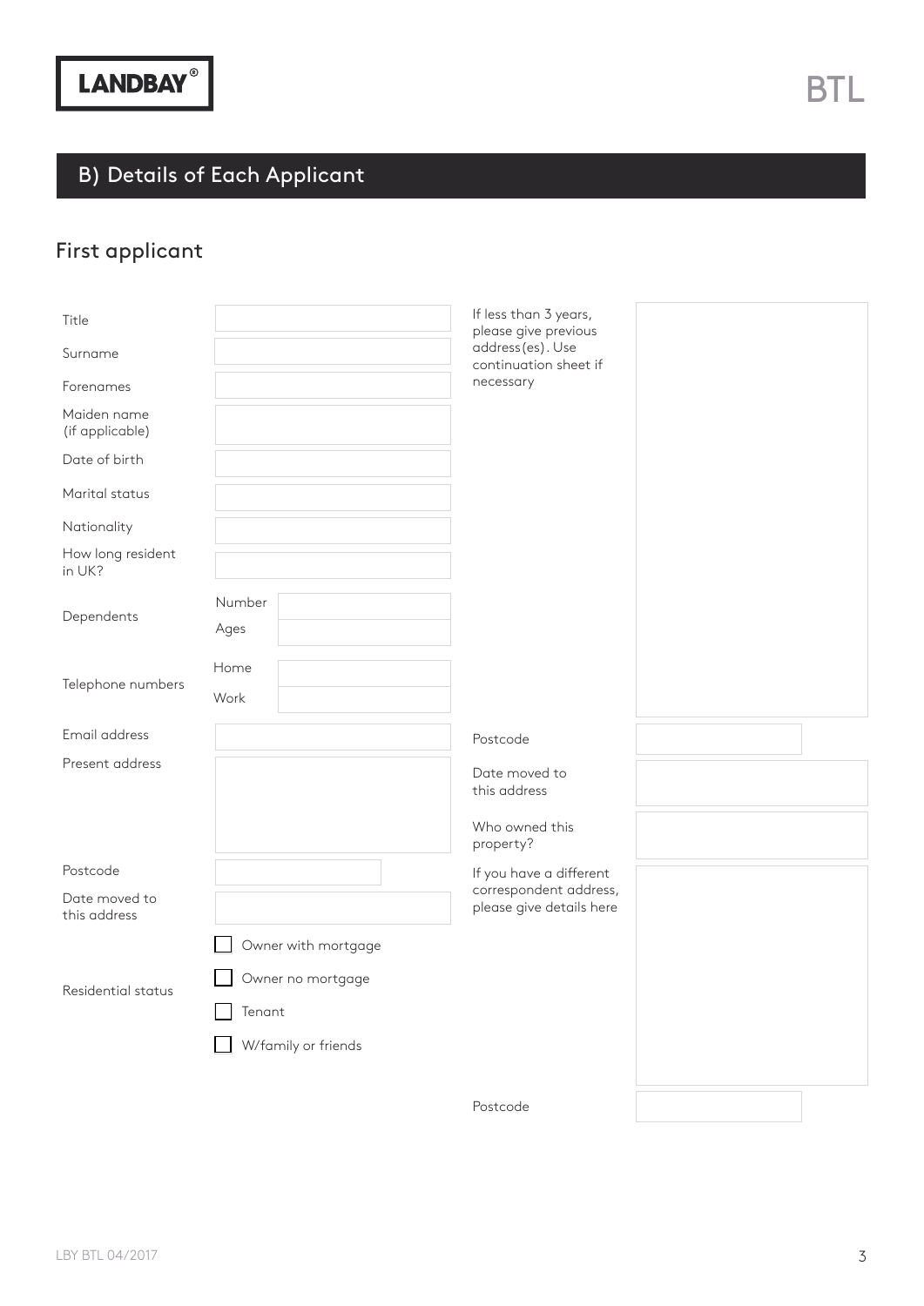LANDBAY®

BTL

## B) Details of Each Applicant

### First applicant

| | |
|---|---|
| Title | |
| Surname | |
| Forenames | |
| Maiden name (if applicable) | |
| Date of birth | |
| Marital status | |
| Nationality | |
| How long resident in UK? | |
| Dependents – Number | |
| Dependents – Ages | |
| Telephone numbers – Home | |
| Telephone numbers – Work | |
| Email address | |
| Present address | |
| Postcode | |
| Date moved to this address | |

Residential status

- [ ] Owner with mortgage
- [ ] Owner no mortgage
- [ ] Tenant
- [ ] W/family or friends

| | |
|---|---|
| If less than 3 years, please give previous address(es). Use continuation sheet if necessary | |
| Postcode | |
| Date moved to this address | |
| Who owned this property? | |
| If you have a different correspondent address, please give details here | |
| Postcode | |

LBY BTL 04/2017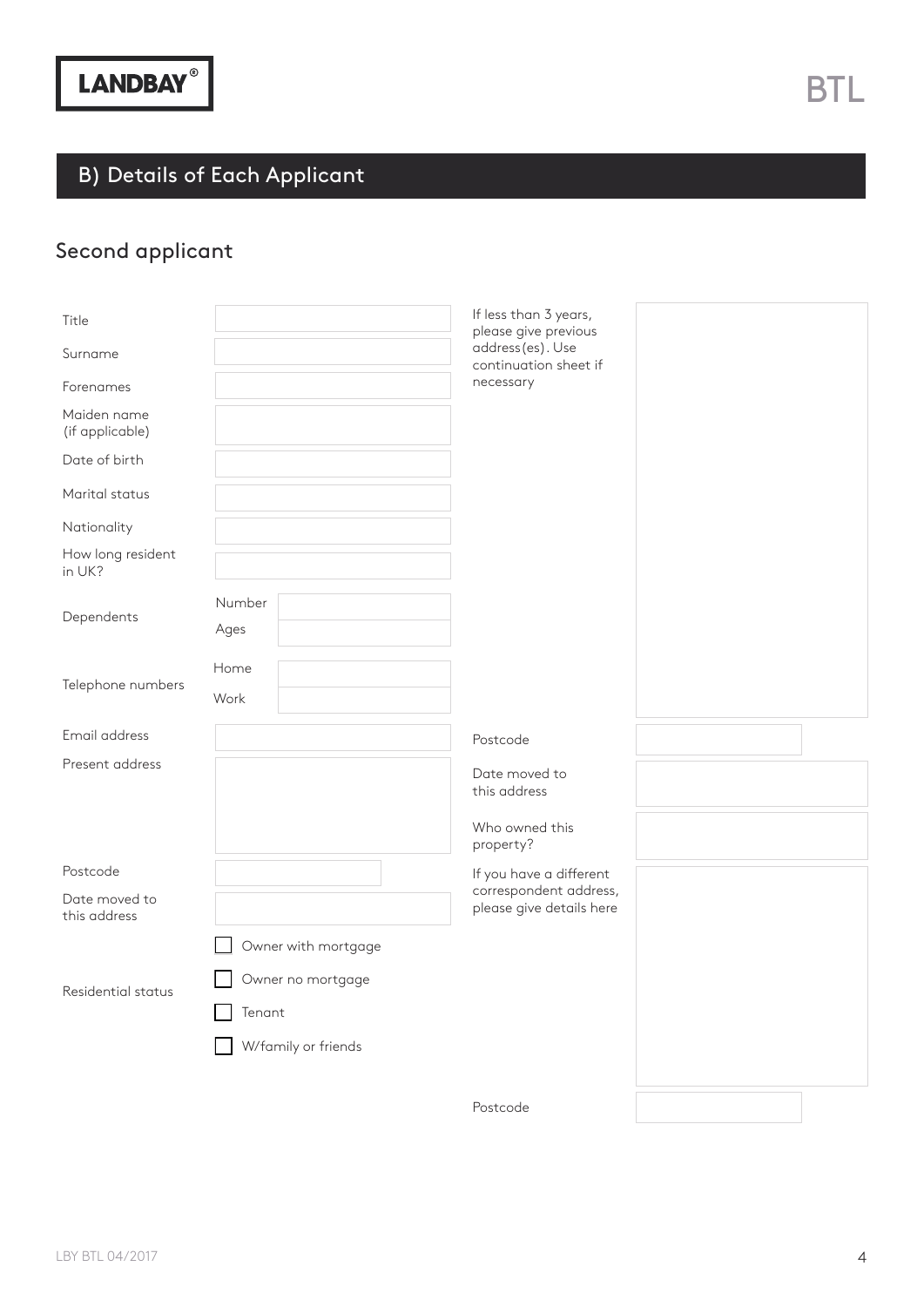## B) Details of Each Applicant

### Second applicant

| | |
|---|---|
| Title | |
| Surname | |
| Forenames | |
| Maiden name (if applicable) | |
| Date of birth | |
| Marital status | |
| Nationality | |
| How long resident in UK? | |
| Dependents | Number: |
| | Ages: |
| Telephone numbers | Home: |
| | Work: |
| Email address | |
| Present address | |
| Postcode | |
| Date moved to this address | |
| Residential status | ☐ Owner with mortgage |
| | ☐ Owner no mortgage |
| | ☐ Tenant |
| | ☐ W/family or friends |

| | |
|---|---|
| If less than 3 years, please give previous address(es). Use continuation sheet if necessary | |
| Postcode | |
| Date moved to this address | |
| Who owned this property? | |
| If you have a different correspondent address, please give details here | |
| Postcode | |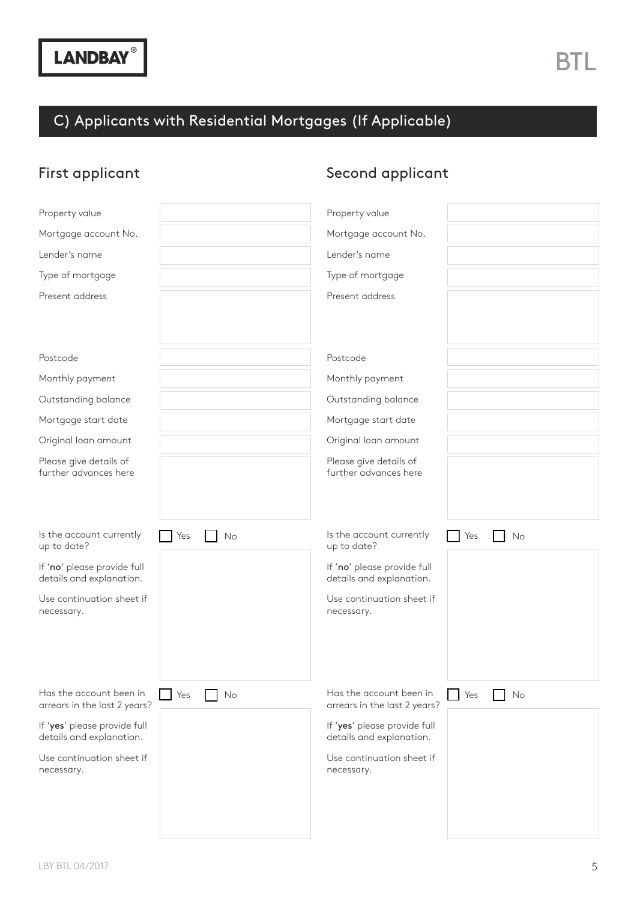LANDBAY®

BTL

## C) Applicants with Residential Mortgages (If Applicable)

### First applicant

| | |
|---|---|
| Property value | |
| Mortgage account No. | |
| Lender's name | |
| Type of mortgage | |
| Present address | |
| Postcode | |
| Monthly payment | |
| Outstanding balance | |
| Mortgage start date | |
| Original loan amount | |
| Please give details of further advances here | |
| Is the account currently up to date? | ☐ Yes ☐ No |
| If '**no**' please provide full details and explanation. Use continuation sheet if necessary. | |
| Has the account been in arrears in the last 2 years? | ☐ Yes ☐ No |
| If '**yes**' please provide full details and explanation. Use continuation sheet if necessary. | |

### Second applicant

| | |
|---|---|
| Property value | |
| Mortgage account No. | |
| Lender's name | |
| Type of mortgage | |
| Present address | |
| Postcode | |
| Monthly payment | |
| Outstanding balance | |
| Mortgage start date | |
| Original loan amount | |
| Please give details of further advances here | |
| Is the account currently up to date? | ☐ Yes ☐ No |
| If '**no**' please provide full details and explanation. Use continuation sheet if necessary. | |
| Has the account been in arrears in the last 2 years? | ☐ Yes ☐ No |
| If '**yes**' please provide full details and explanation. Use continuation sheet if necessary. | |

LBY BTL 04/2017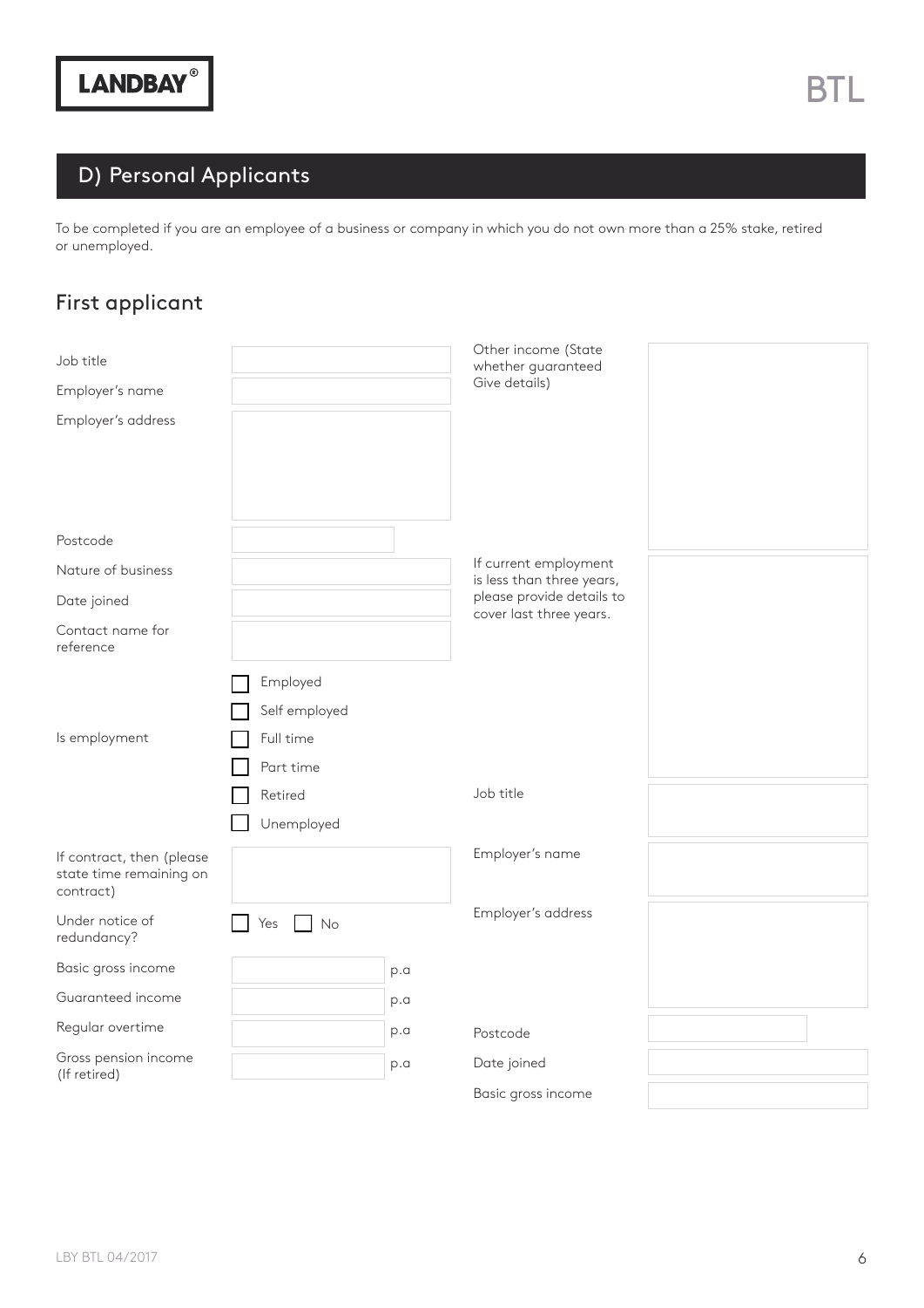## D) Personal Applicants

To be completed if you are an employee of a business or company in which you do not own more than a 25% stake, retired or unemployed.

### First applicant

| | |
|---|---|
| Job title | |
| Employer's name | |
| Employer's address | |
| Postcode | |
| Nature of business | |
| Date joined | |
| Contact name for reference | |
| Is employment | ☐ Employed ☐ Self employed ☐ Full time ☐ Part time ☐ Retired ☐ Unemployed |
| If contract, then (please state time remaining on contract) | |
| Under notice of redundancy? | ☐ Yes ☐ No |
| Basic gross income | p.a |
| Guaranteed income | p.a |
| Regular overtime | p.a |
| Gross pension income (If retired) | p.a |

| | |
|---|---|
| Other income (State whether guaranteed Give details) | |
| If current employment is less than three years, please provide details to cover last three years. | |
| Job title | |
| Employer's name | |
| Employer's address | |
| Postcode | |
| Date joined | |
| Basic gross income | |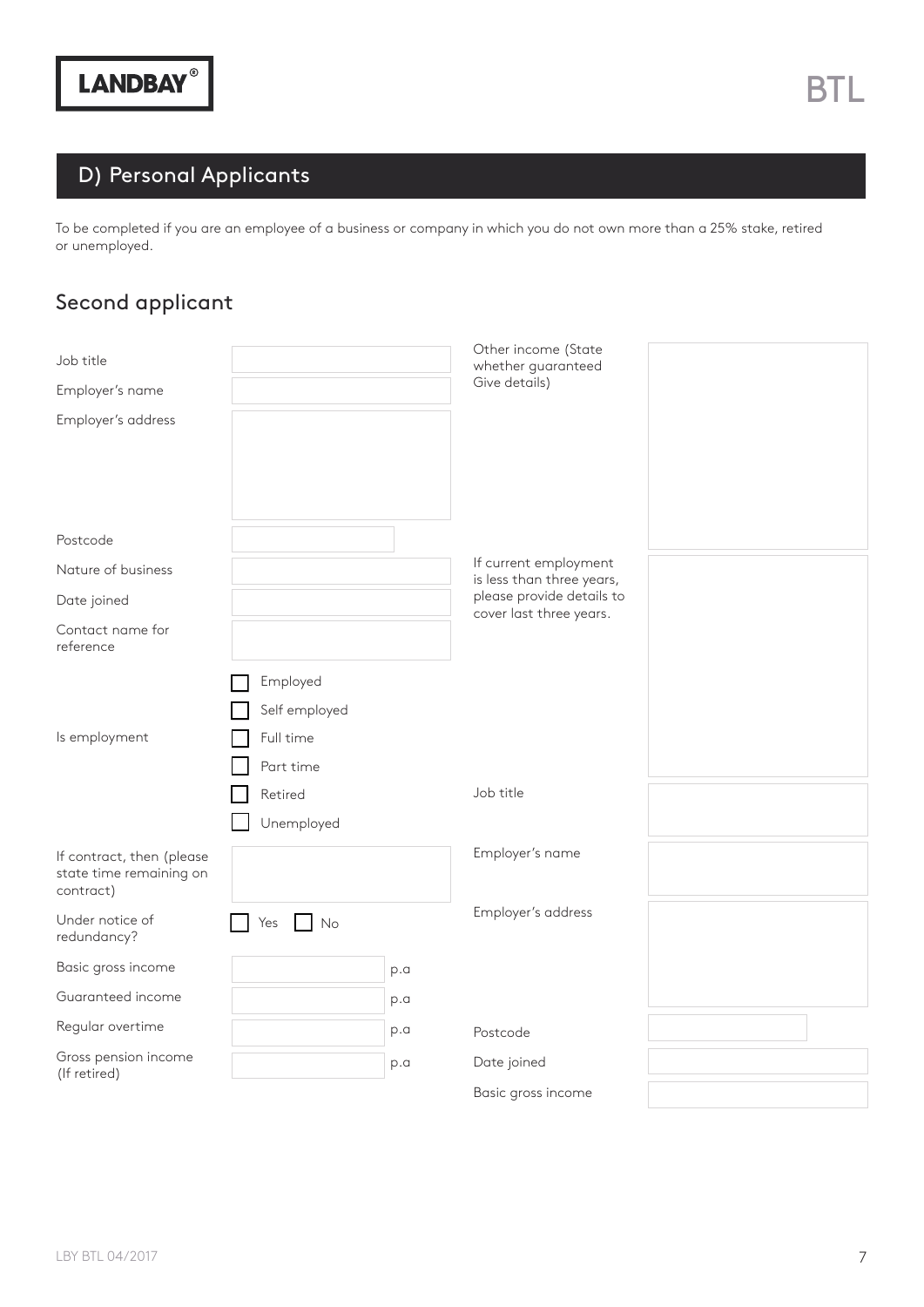## D) Personal Applicants

To be completed if you are an employee of a business or company in which you do not own more than a 25% stake, retired or unemployed.

### Second applicant

| | |
|---|---|
| Job title | |
| Employer's name | |
| Employer's address | |
| Postcode | |
| Nature of business | |
| Date joined | |
| Contact name for reference | |
| Is employment | ☐ Employed<br>☐ Self employed<br>☐ Full time<br>☐ Part time<br>☐ Retired<br>☐ Unemployed |
| If contract, then (please state time remaining on contract) | |
| Under notice of redundancy? | ☐ Yes ☐ No |
| Basic gross income | p.a |
| Guaranteed income | p.a |
| Regular overtime | p.a |
| Gross pension income (If retired) | p.a |

| | |
|---|---|
| Other income (State whether guaranteed Give details) | |
| If current employment is less than three years, please provide details to cover last three years. | |
| Job title | |
| Employer's name | |
| Employer's address | |
| Postcode | |
| Date joined | |
| Basic gross income | |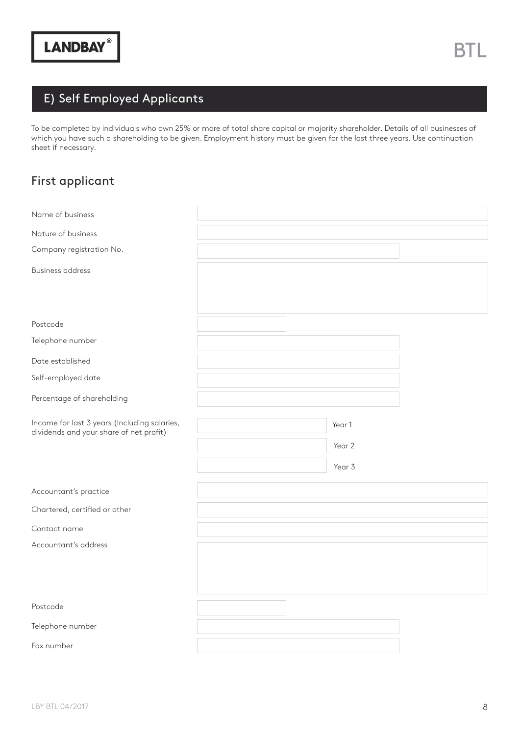## E) Self Employed Applicants

To be completed by individuals who own 25% or more of total share capital or majority shareholder. Details of all businesses of which you have such a shareholding to be given. Employment history must be given for the last three years. Use continuation sheet if necessary.

### First applicant

| | |
|---|---|
| Name of business | |
| Nature of business | |
| Company registration No. | |
| Business address | |
| Postcode | |
| Telephone number | |
| Date established | |
| Self-employed date | |
| Percentage of shareholding | |
| Income for last 3 years (Including salaries, dividends and your share of net profit) | Year 1 |
| | Year 2 |
| | Year 3 |
| Accountant's practice | |
| Chartered, certified or other | |
| Contact name | |
| Accountant's address | |
| Postcode | |
| Telephone number | |
| Fax number | |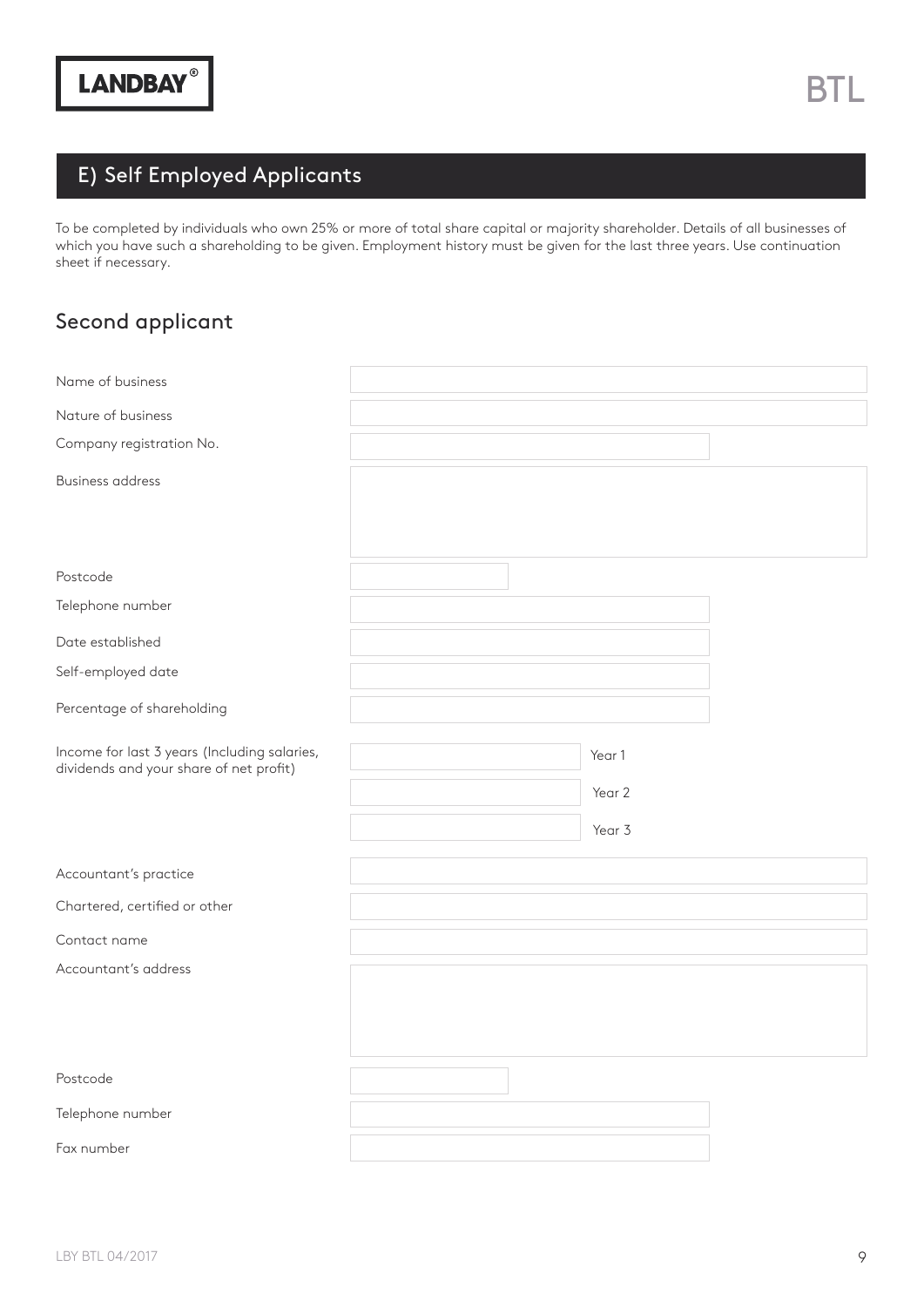LANDBAY®

BTL

## E) Self Employed Applicants

To be completed by individuals who own 25% or more of total share capital or majority shareholder. Details of all businesses of which you have such a shareholding to be given. Employment history must be given for the last three years. Use continuation sheet if necessary.

### Second applicant

| | |
|---|---|
| Name of business | |
| Nature of business | |
| Company registration No. | |
| Business address | |
| Postcode | |
| Telephone number | |
| Date established | |
| Self-employed date | |
| Percentage of shareholding | |
| Income for last 3 years (Including salaries, dividends and your share of net profit) | Year 1 |
| | Year 2 |
| | Year 3 |
| Accountant's practice | |
| Chartered, certified or other | |
| Contact name | |
| Accountant's address | |
| Postcode | |
| Telephone number | |
| Fax number | |

LBY BTL 04/2017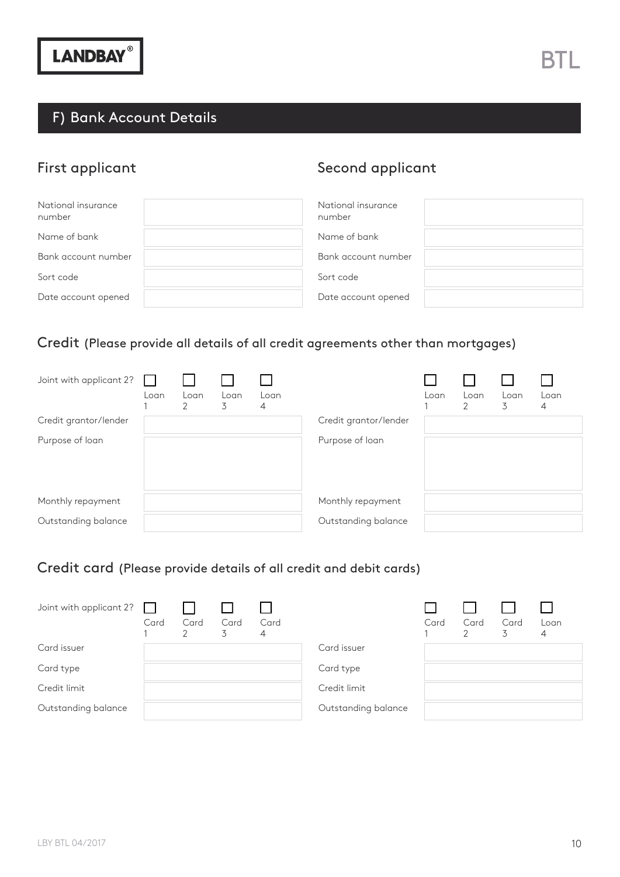## F) Bank Account Details

### First applicant

| | |
|---|---|
| National insurance number | |
| Name of bank | |
| Bank account number | |
| Sort code | |
| Date account opened | |

### Second applicant

| | |
|---|---|
| National insurance number | |
| Name of bank | |
| Bank account number | |
| Sort code | |
| Date account opened | |

### Credit (Please provide all details of all credit agreements other than mortgages)

**First applicant**

| Joint with applicant 2? | ☐ Loan 1 | ☐ Loan 2 | ☐ Loan 3 | ☐ Loan 4 |
|---|---|---|---|---|
| Credit grantor/lender | | | | |
| Purpose of loan | | | | |
| Monthly repayment | | | | |
| Outstanding balance | | | | |

**Second applicant**

| | ☐ Loan 1 | ☐ Loan 2 | ☐ Loan 3 | ☐ Loan 4 |
|---|---|---|---|---|
| Credit grantor/lender | | | | |
| Purpose of loan | | | | |
| Monthly repayment | | | | |
| Outstanding balance | | | | |

### Credit card (Please provide details of all credit and debit cards)

**First applicant**

| Joint with applicant 2? | ☐ Card 1 | ☐ Card 2 | ☐ Card 3 | ☐ Card 4 |
|---|---|---|---|---|
| Card issuer | | | | |
| Card type | | | | |
| Credit limit | | | | |
| Outstanding balance | | | | |

**Second applicant**

| | ☐ Card 1 | ☐ Card 2 | ☐ Card 3 | ☐ Loan 4 |
|---|---|---|---|---|
| Card issuer | | | | |
| Card type | | | | |
| Credit limit | | | | |
| Outstanding balance | | | | |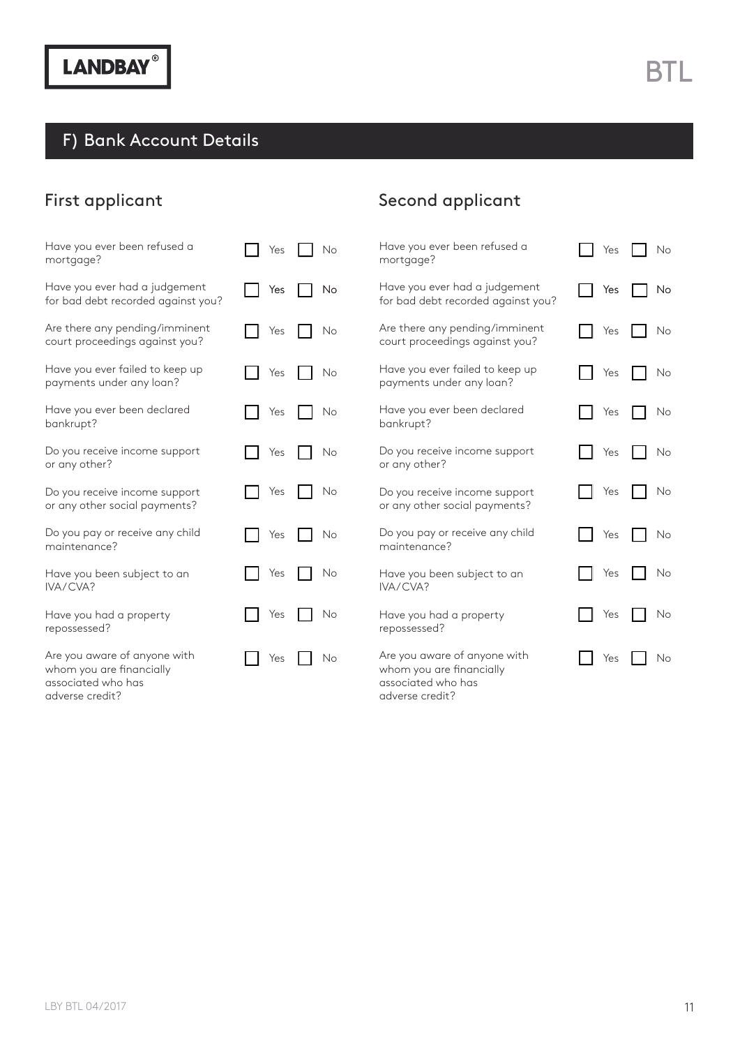# F) Bank Account Details

## First applicant

| Question | Yes | No |
| --- | --- | --- |
| Have you ever been refused a mortgage? | ☐ Yes | ☐ No |
| Have you ever had a judgement for bad debt recorded against you? | ☐ Yes | ☐ No |
| Are there any pending/imminent court proceedings against you? | ☐ Yes | ☐ No |
| Have you ever failed to keep up payments under any loan? | ☐ Yes | ☐ No |
| Have you ever been declared bankrupt? | ☐ Yes | ☐ No |
| Do you receive income support or any other? | ☐ Yes | ☐ No |
| Do you receive income support or any other social payments? | ☐ Yes | ☐ No |
| Do you pay or receive any child maintenance? | ☐ Yes | ☐ No |
| Have you been subject to an IVA/CVA? | ☐ Yes | ☐ No |
| Have you had a property repossessed? | ☐ Yes | ☐ No |
| Are you aware of anyone with whom you are financially associated who has adverse credit? | ☐ Yes | ☐ No |

## Second applicant

| Question | Yes | No |
| --- | --- | --- |
| Have you ever been refused a mortgage? | ☐ Yes | ☐ No |
| Have you ever had a judgement for bad debt recorded against you? | ☐ Yes | ☐ No |
| Are there any pending/imminent court proceedings against you? | ☐ Yes | ☐ No |
| Have you ever failed to keep up payments under any loan? | ☐ Yes | ☐ No |
| Have you ever been declared bankrupt? | ☐ Yes | ☐ No |
| Do you receive income support or any other? | ☐ Yes | ☐ No |
| Do you receive income support or any other social payments? | ☐ Yes | ☐ No |
| Do you pay or receive any child maintenance? | ☐ Yes | ☐ No |
| Have you been subject to an IVA/CVA? | ☐ Yes | ☐ No |
| Have you had a property repossessed? | ☐ Yes | ☐ No |
| Are you aware of anyone with whom you are financially associated who has adverse credit? | ☐ Yes | ☐ No |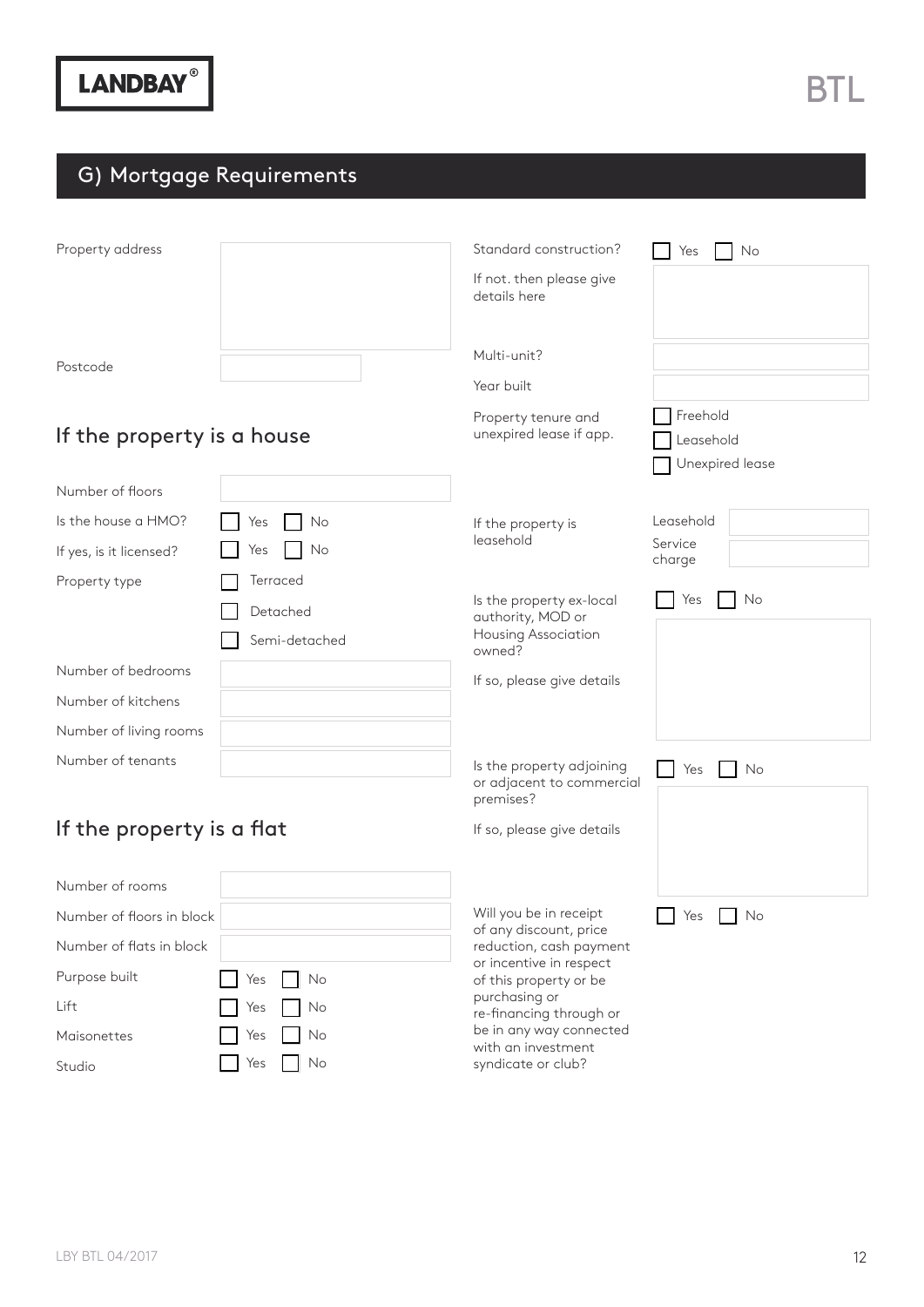## G) Mortgage Requirements

Property address

Postcode

### If the property is a house

Number of floors

Is the house a HMO? ☐ Yes ☐ No

If yes, is it licensed? ☐ Yes ☐ No

Property type ☐ Terraced ☐ Detached ☐ Semi-detached

Number of bedrooms

Number of kitchens

Number of living rooms

Number of tenants

### If the property is a flat

Number of rooms

Number of floors in block

Number of flats in block

Purpose built ☐ Yes ☐ No

Lift ☐ Yes ☐ No

Maisonettes ☐ Yes ☐ No

Studio ☐ Yes ☐ No

Standard construction? ☐ Yes ☐ No

If not. then please give details here

Multi-unit?

Year built

Property tenure and unexpired lease if app. ☐ Freehold ☐ Leasehold ☐ Unexpired lease

If the property is leasehold

Leasehold

Service charge

Is the property ex-local authority, MOD or Housing Association owned? ☐ Yes ☐ No

If so, please give details

Is the property adjoining or adjacent to commercial premises? ☐ Yes ☐ No

If so, please give details

Will you be in receipt of any discount, price reduction, cash payment or incentive in respect of this property or be purchasing or re-financing through or be in any way connected with an investment syndicate or club? ☐ Yes ☐ No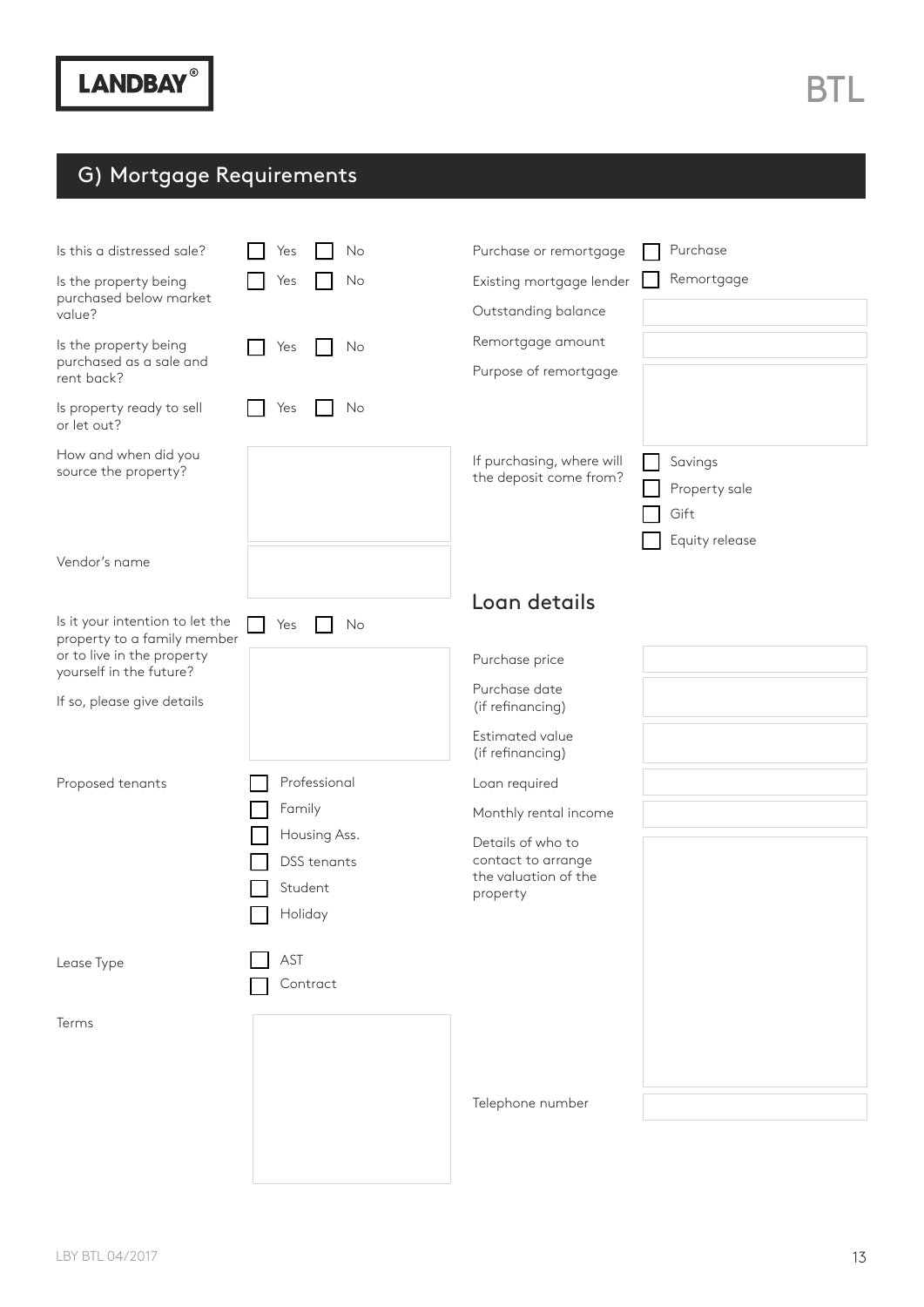## G) Mortgage Requirements

Is this a distressed sale? ☐ Yes ☐ No

Is the property being purchased below market value? ☐ Yes ☐ No

Is the property being purchased as a sale and rent back? ☐ Yes ☐ No

Is property ready to sell or let out? ☐ Yes ☐ No

How and when did you source the property?

Vendor's name

Is it your intention to let the property to a family member or to live in the property yourself in the future? ☐ Yes ☐ No

If so, please give details

Proposed tenants
- ☐ Professional
- ☐ Family
- ☐ Housing Ass.
- ☐ DSS tenants
- ☐ Student
- ☐ Holiday

Lease Type
- ☐ AST
- ☐ Contract

Terms

Purchase or remortgage ☐ Purchase

Existing mortgage lender ☐ Remortgage

Outstanding balance

Remortgage amount

Purpose of remortgage

If purchasing, where will the deposit come from?
- ☐ Savings
- ☐ Property sale
- ☐ Gift
- ☐ Equity release

### Loan details

Purchase price

Purchase date (if refinancing)

Estimated value (if refinancing)

Loan required

Monthly rental income

Details of who to contact to arrange the valuation of the property

Telephone number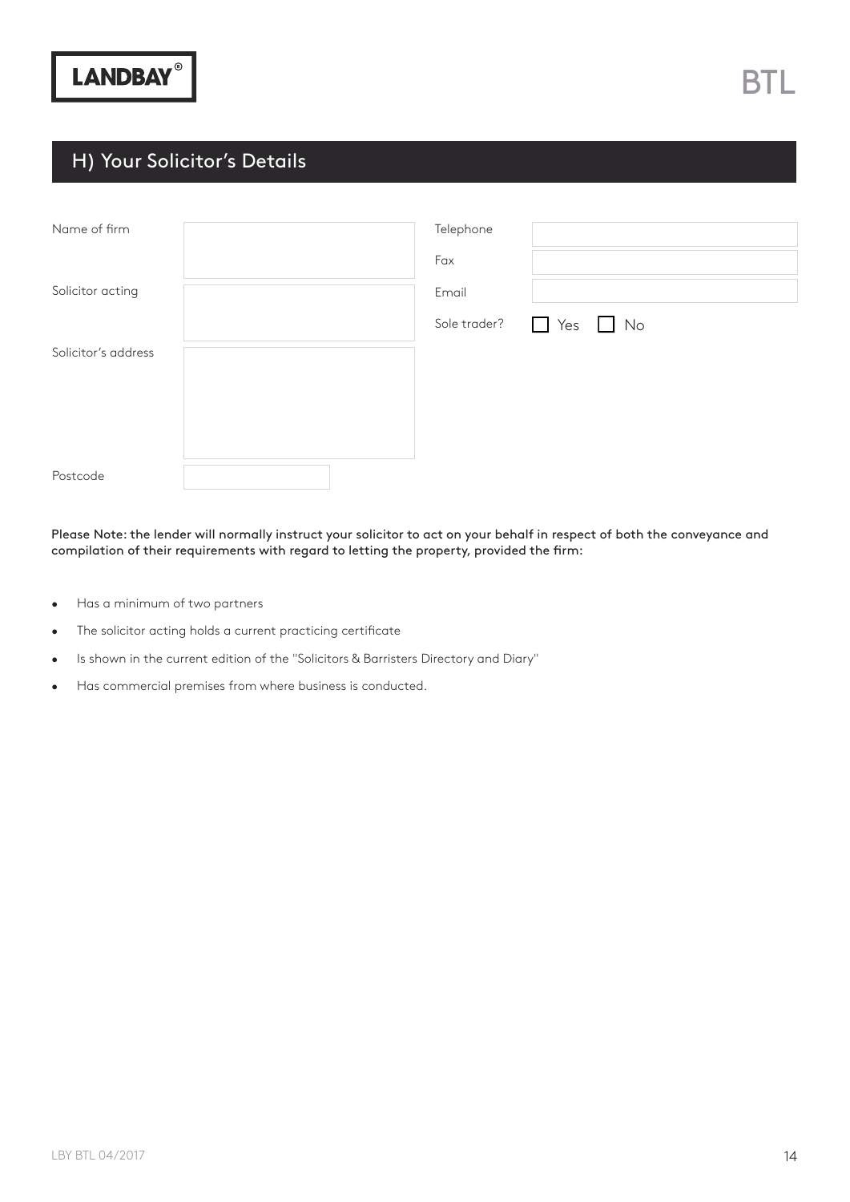## H) Your Solicitor's Details

| | | | |
|---|---|---|---|
| Name of firm | | Telephone | |
| | | Fax | |
| Solicitor acting | | Email | |
| | | Sole trader? | ☐ Yes ☐ No |
| Solicitor's address | | | |
| Postcode | | | |

**Please Note: the lender will normally instruct your solicitor to act on your behalf in respect of both the conveyance and compilation of their requirements with regard to letting the property, provided the firm:**

- Has a minimum of two partners
- The solicitor acting holds a current practicing certificate
- Is shown in the current edition of the "Solicitors & Barristers Directory and Diary"
- Has commercial premises from where business is conducted.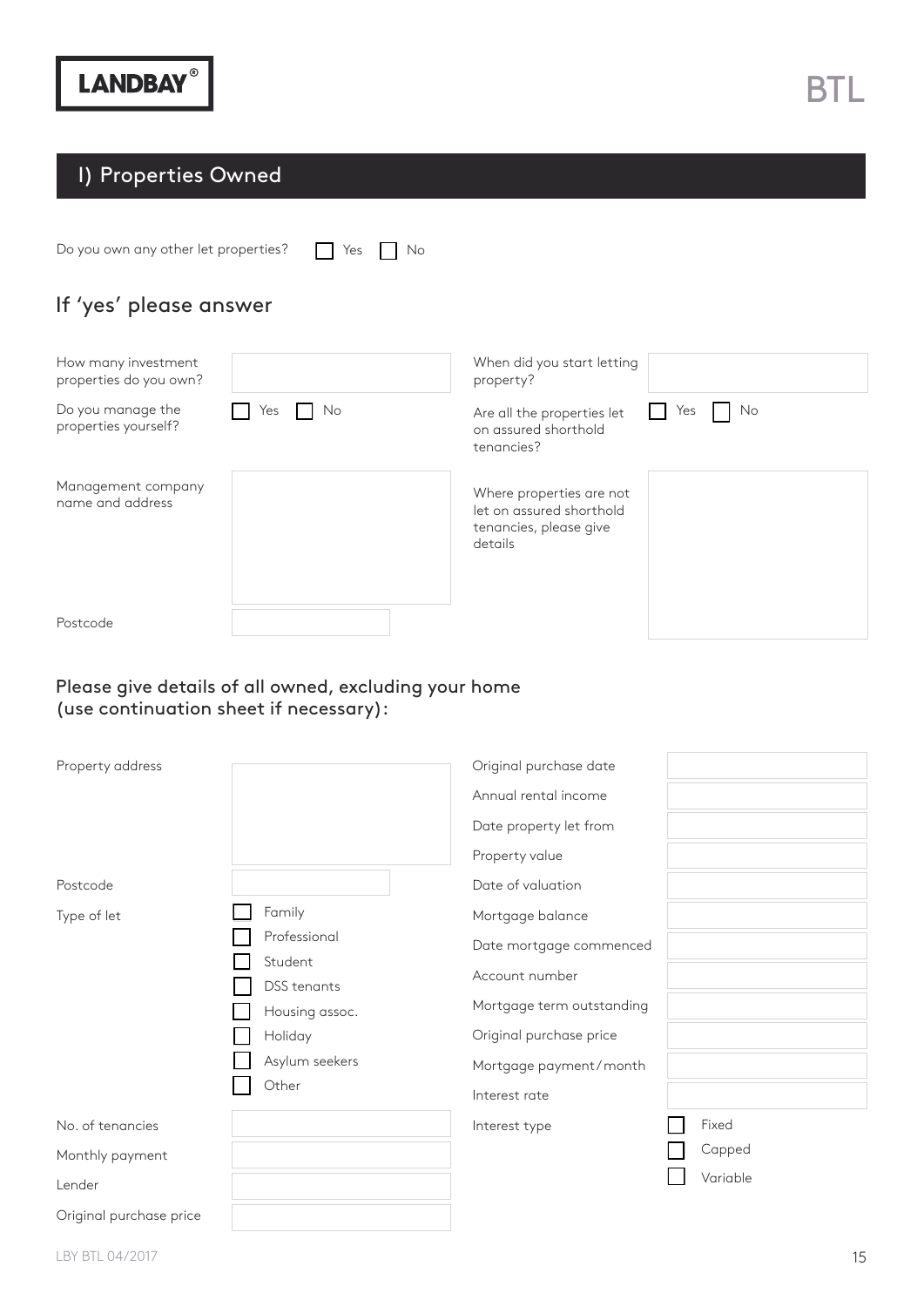## l) Properties Owned

Do you own any other let properties? ☐ Yes ☐ No

### If 'yes' please answer

| | | | |
|---|---|---|---|
| How many investment properties do you own? | | When did you start letting property? | |
| Do you manage the properties yourself? | ☐ Yes ☐ No | Are all the properties let on assured shorthold tenancies? | ☐ Yes ☐ No |
| Management company name and address | | Where properties are not let on assured shorthold tenancies, please give details | |
| Postcode | | | |

### Please give details of all owned, excluding your home (use continuation sheet if necessary):

| | | | |
|---|---|---|---|
| Property address | | Original purchase date | |
| | | Annual rental income | |
| | | Date property let from | |
| | | Property value | |
| Postcode | | Date of valuation | |
| Type of let | ☐ Family | Mortgage balance | |
| | ☐ Professional | Date mortgage commenced | |
| | ☐ Student | Account number | |
| | ☐ DSS tenants | Mortgage term outstanding | |
| | ☐ Housing assoc. | Original purchase price | |
| | ☐ Holiday | Mortgage payment/month | |
| | ☐ Asylum seekers | Interest rate | |
| | ☐ Other | | |
| No. of tenancies | | Interest type | ☐ Fixed |
| Monthly payment | | | ☐ Capped |
| Lender | | | ☐ Variable |
| Original purchase price | | | |

LBY BTL 04/2017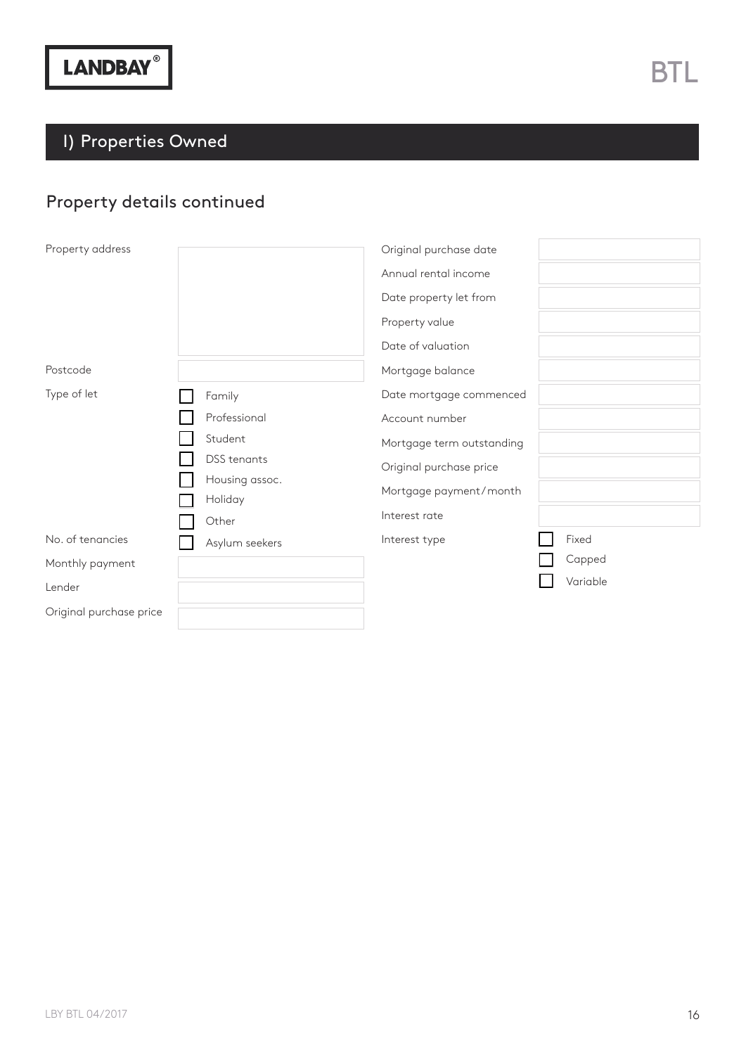## I) Properties Owned

### Property details continued

| Field | Value |
|---|---|
| Property address | |
| Postcode | |
| Type of let | ☐ Family<br>☐ Professional<br>☐ Student<br>☐ DSS tenants<br>☐ Housing assoc.<br>☐ Holiday<br>☐ Other<br>☐ Asylum seekers |
| No. of tenancies | |
| Monthly payment | |
| Lender | |
| Original purchase price | |

| Field | Value |
|---|---|
| Original purchase date | |
| Annual rental income | |
| Date property let from | |
| Property value | |
| Date of valuation | |
| Mortgage balance | |
| Date mortgage commenced | |
| Account number | |
| Mortgage term outstanding | |
| Original purchase price | |
| Mortgage payment/month | |
| Interest rate | |
| Interest type | ☐ Fixed<br>☐ Capped<br>☐ Variable |

LBY BTL 04/2017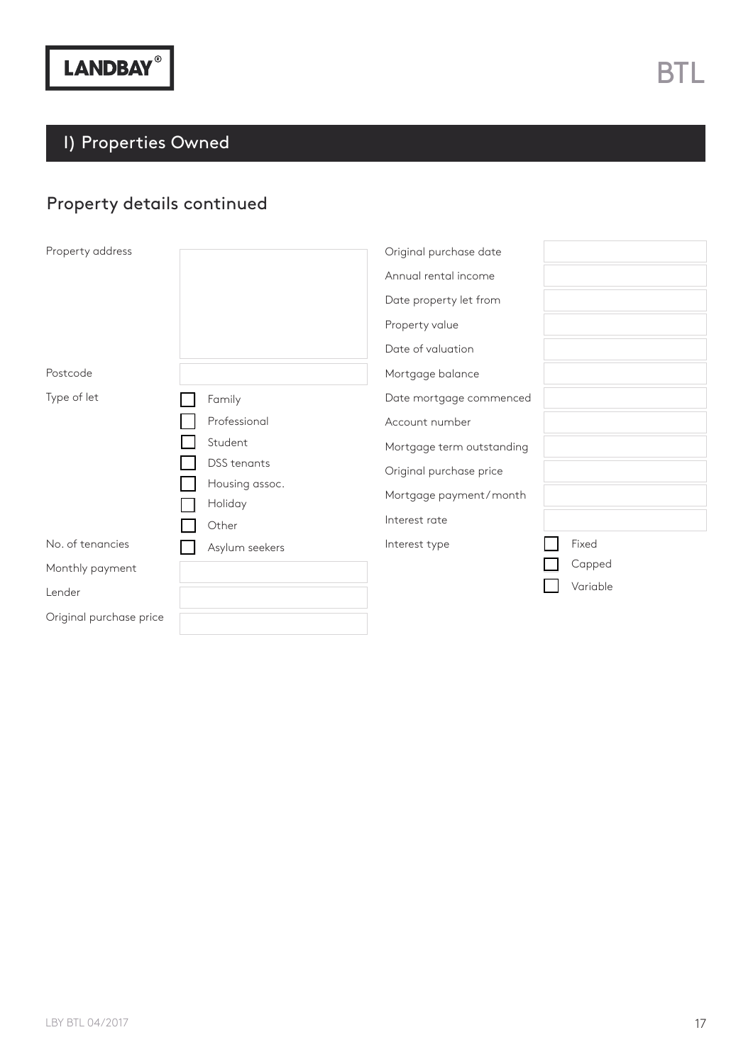LANDBAY®

BTL

## I) Properties Owned

### Property details continued

| Field | Value |
|---|---|
| Property address | |
| Postcode | |
| Type of let | ☐ Family<br>☐ Professional<br>☐ Student<br>☐ DSS tenants<br>☐ Housing assoc.<br>☐ Holiday<br>☐ Other<br>☐ Asylum seekers |
| No. of tenancies | |
| Monthly payment | |
| Lender | |
| Original purchase price | |

| Field | Value |
|---|---|
| Original purchase date | |
| Annual rental income | |
| Date property let from | |
| Property value | |
| Date of valuation | |
| Mortgage balance | |
| Date mortgage commenced | |
| Account number | |
| Mortgage term outstanding | |
| Original purchase price | |
| Mortgage payment/month | |
| Interest rate | |
| Interest type | ☐ Fixed<br>☐ Capped<br>☐ Variable |

LBY BTL 04/2017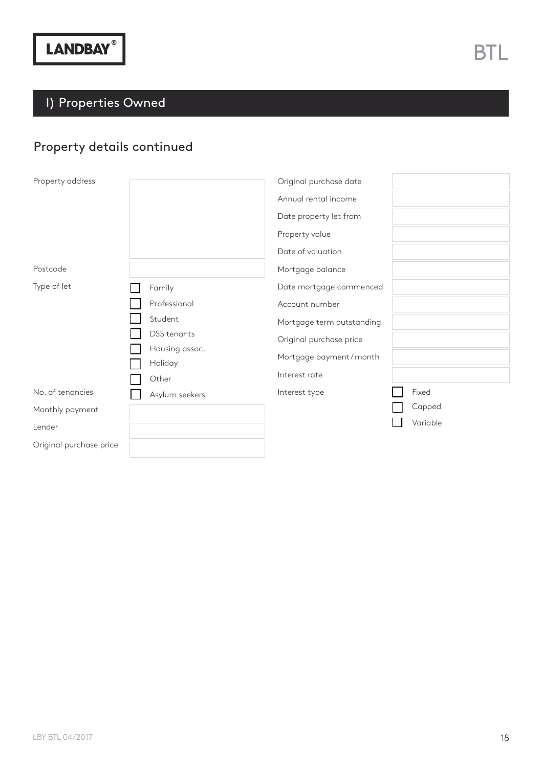LANDBAY®

BTL

## I) Properties Owned

### Property details continued

| Field | Value |
|---|---|
| Property address | |
| Postcode | |
| Type of let | ☐ Family<br>☐ Professional<br>☐ Student<br>☐ DSS tenants<br>☐ Housing assoc.<br>☐ Holiday<br>☐ Other<br>☐ Asylum seekers |
| No. of tenancies | |
| Monthly payment | |
| Lender | |
| Original purchase price | |

| Field | Value |
|---|---|
| Original purchase date | |
| Annual rental income | |
| Date property let from | |
| Property value | |
| Date of valuation | |
| Mortgage balance | |
| Date mortgage commenced | |
| Account number | |
| Mortgage term outstanding | |
| Original purchase price | |
| Mortgage payment/month | |
| Interest rate | |
| Interest type | ☐ Fixed<br>☐ Capped<br>☐ Variable |

LBY BTL 04/2017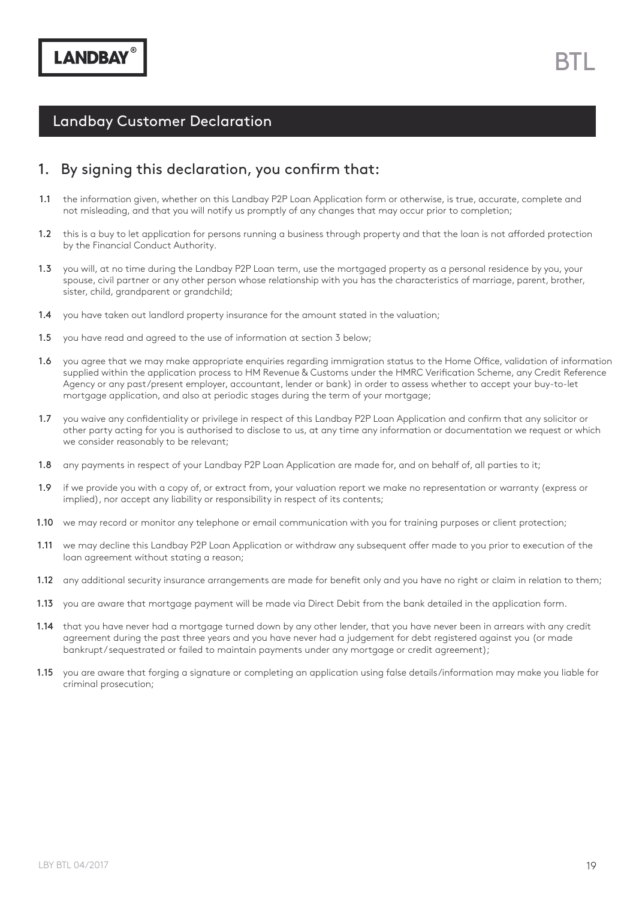## Landbay Customer Declaration

### 1. By signing this declaration, you confirm that:

1.1 the information given, whether on this Landbay P2P Loan Application form or otherwise, is true, accurate, complete and not misleading, and that you will notify us promptly of any changes that may occur prior to completion;

1.2 this is a buy to let application for persons running a business through property and that the loan is not afforded protection by the Financial Conduct Authority.

1.3 you will, at no time during the Landbay P2P Loan term, use the mortgaged property as a personal residence by you, your spouse, civil partner or any other person whose relationship with you has the characteristics of marriage, parent, brother, sister, child, grandparent or grandchild;

1.4 you have taken out landlord property insurance for the amount stated in the valuation;

1.5 you have read and agreed to the use of information at section 3 below;

1.6 you agree that we may make appropriate enquiries regarding immigration status to the Home Office, validation of information supplied within the application process to HM Revenue & Customs under the HMRC Verification Scheme, any Credit Reference Agency or any past/present employer, accountant, lender or bank) in order to assess whether to accept your buy-to-let mortgage application, and also at periodic stages during the term of your mortgage;

1.7 you waive any confidentiality or privilege in respect of this Landbay P2P Loan Application and confirm that any solicitor or other party acting for you is authorised to disclose to us, at any time any information or documentation we request or which we consider reasonably to be relevant;

1.8 any payments in respect of your Landbay P2P Loan Application are made for, and on behalf of, all parties to it;

1.9 if we provide you with a copy of, or extract from, your valuation report we make no representation or warranty (express or implied), nor accept any liability or responsibility in respect of its contents;

1.10 we may record or monitor any telephone or email communication with you for training purposes or client protection;

1.11 we may decline this Landbay P2P Loan Application or withdraw any subsequent offer made to you prior to execution of the loan agreement without stating a reason;

1.12 any additional security insurance arrangements are made for benefit only and you have no right or claim in relation to them;

1.13 you are aware that mortgage payment will be made via Direct Debit from the bank detailed in the application form.

1.14 that you have never had a mortgage turned down by any other lender, that you have never been in arrears with any credit agreement during the past three years and you have never had a judgement for debt registered against you (or made bankrupt/sequestrated or failed to maintain payments under any mortgage or credit agreement);

1.15 you are aware that forging a signature or completing an application using false details/information may make you liable for criminal prosecution;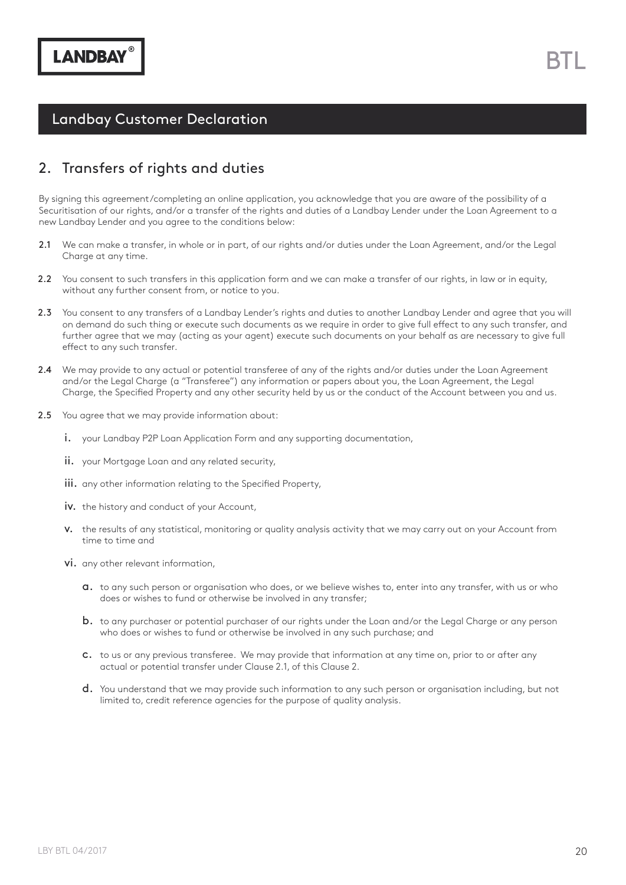## Landbay Customer Declaration

## 2. Transfers of rights and duties

By signing this agreement/completing an online application, you acknowledge that you are aware of the possibility of a Securitisation of our rights, and/or a transfer of the rights and duties of a Landbay Lender under the Loan Agreement to a new Landbay Lender and you agree to the conditions below:

**2.1** We can make a transfer, in whole or in part, of our rights and/or duties under the Loan Agreement, and/or the Legal Charge at any time.

**2.2** You consent to such transfers in this application form and we can make a transfer of our rights, in law or in equity, without any further consent from, or notice to you.

**2.3** You consent to any transfers of a Landbay Lender's rights and duties to another Landbay Lender and agree that you will on demand do such thing or execute such documents as we require in order to give full effect to any such transfer, and further agree that we may (acting as your agent) execute such documents on your behalf as are necessary to give full effect to any such transfer.

**2.4** We may provide to any actual or potential transferee of any of the rights and/or duties under the Loan Agreement and/or the Legal Charge (a "Transferee") any information or papers about you, the Loan Agreement, the Legal Charge, the Specified Property and any other security held by us or the conduct of the Account between you and us.

**2.5** You agree that we may provide information about:

- i. your Landbay P2P Loan Application Form and any supporting documentation,
- ii. your Mortgage Loan and any related security,
- iii. any other information relating to the Specified Property,
- iv. the history and conduct of your Account,
- v. the results of any statistical, monitoring or quality analysis activity that we may carry out on your Account from time to time and
- vi. any other relevant information,
  - a. to any such person or organisation who does, or we believe wishes to, enter into any transfer, with us or who does or wishes to fund or otherwise be involved in any transfer;
  - b. to any purchaser or potential purchaser of our rights under the Loan and/or the Legal Charge or any person who does or wishes to fund or otherwise be involved in any such purchase; and
  - c. to us or any previous transferee. We may provide that information at any time on, prior to or after any actual or potential transfer under Clause 2.1, of this Clause 2.
  - d. You understand that we may provide such information to any such person or organisation including, but not limited to, credit reference agencies for the purpose of quality analysis.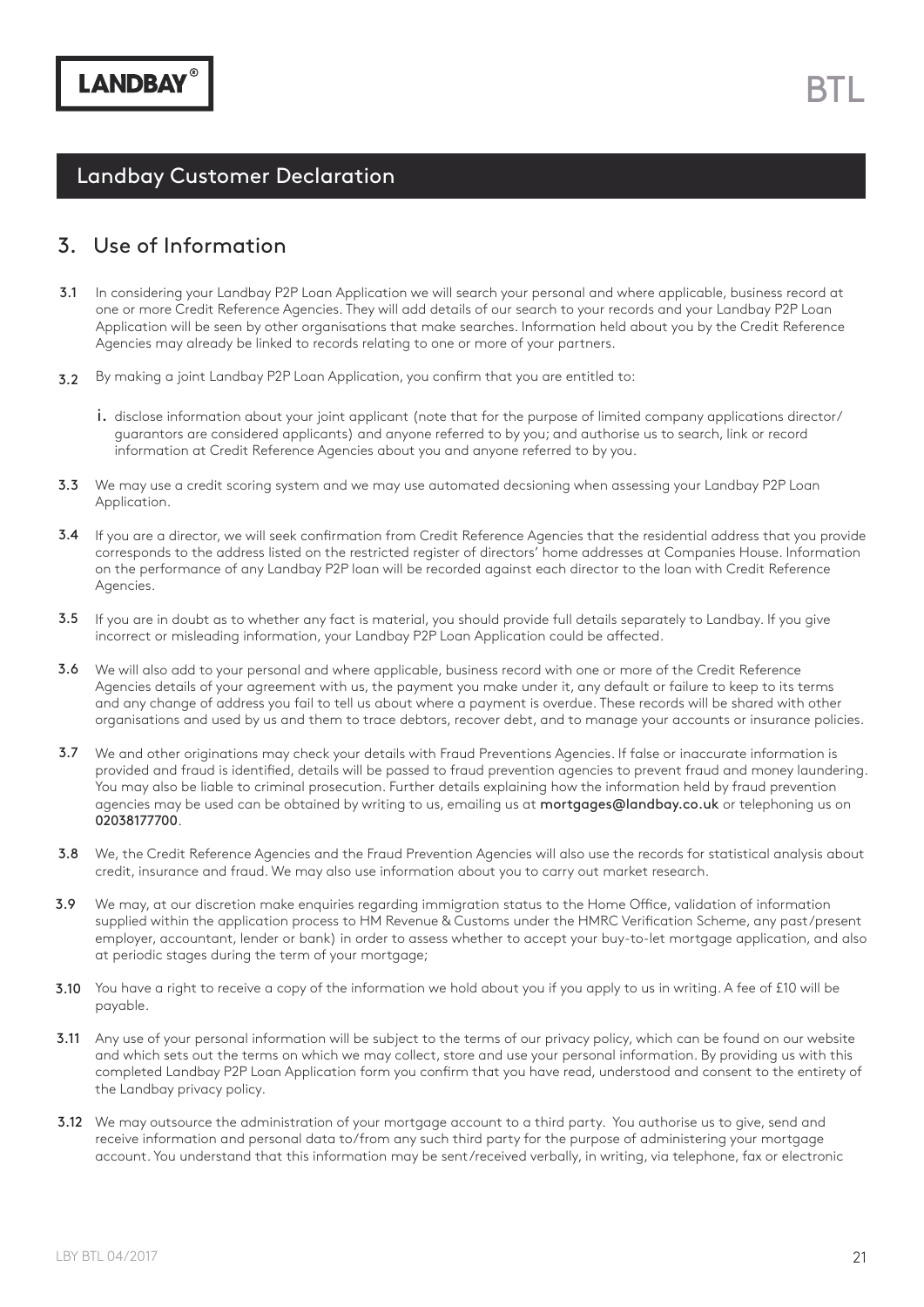## Landbay Customer Declaration

## 3. Use of Information

**3.1** In considering your Landbay P2P Loan Application we will search your personal and where applicable, business record at one or more Credit Reference Agencies. They will add details of our search to your records and your Landbay P2P Loan Application will be seen by other organisations that make searches. Information held about you by the Credit Reference Agencies may already be linked to records relating to one or more of your partners.

**3.2** By making a joint Landbay P2P Loan Application, you confirm that you are entitled to:

i. disclose information about your joint applicant (note that for the purpose of limited company applications director/ guarantors are considered applicants) and anyone referred to by you; and authorise us to search, link or record information at Credit Reference Agencies about you and anyone referred to by you.

**3.3** We may use a credit scoring system and we may use automated decsioning when assessing your Landbay P2P Loan Application.

**3.4** If you are a director, we will seek confirmation from Credit Reference Agencies that the residential address that you provide corresponds to the address listed on the restricted register of directors' home addresses at Companies House. Information on the performance of any Landbay P2P loan will be recorded against each director to the loan with Credit Reference Agencies.

**3.5** If you are in doubt as to whether any fact is material, you should provide full details separately to Landbay. If you give incorrect or misleading information, your Landbay P2P Loan Application could be affected.

**3.6** We will also add to your personal and where applicable, business record with one or more of the Credit Reference Agencies details of your agreement with us, the payment you make under it, any default or failure to keep to its terms and any change of address you fail to tell us about where a payment is overdue. These records will be shared with other organisations and used by us and them to trace debtors, recover debt, and to manage your accounts or insurance policies.

**3.7** We and other originations may check your details with Fraud Preventions Agencies. If false or inaccurate information is provided and fraud is identified, details will be passed to fraud prevention agencies to prevent fraud and money laundering. You may also be liable to criminal prosecution. Further details explaining how the information held by fraud prevention agencies may be used can be obtained by writing to us, emailing us at **mortgages@landbay.co.uk** or telephoning us on **02038177700**.

**3.8** We, the Credit Reference Agencies and the Fraud Prevention Agencies will also use the records for statistical analysis about credit, insurance and fraud. We may also use information about you to carry out market research.

**3.9** We may, at our discretion make enquiries regarding immigration status to the Home Office, validation of information supplied within the application process to HM Revenue & Customs under the HMRC Verification Scheme, any past/present employer, accountant, lender or bank) in order to assess whether to accept your buy-to-let mortgage application, and also at periodic stages during the term of your mortgage;

**3.10** You have a right to receive a copy of the information we hold about you if you apply to us in writing. A fee of £10 will be payable.

**3.11** Any use of your personal information will be subject to the terms of our privacy policy, which can be found on our website and which sets out the terms on which we may collect, store and use your personal information. By providing us with this completed Landbay P2P Loan Application form you confirm that you have read, understood and consent to the entirety of the Landbay privacy policy.

**3.12** We may outsource the administration of your mortgage account to a third party. You authorise us to give, send and receive information and personal data to/from any such third party for the purpose of administering your mortgage account. You understand that this information may be sent/received verbally, in writing, via telephone, fax or electronic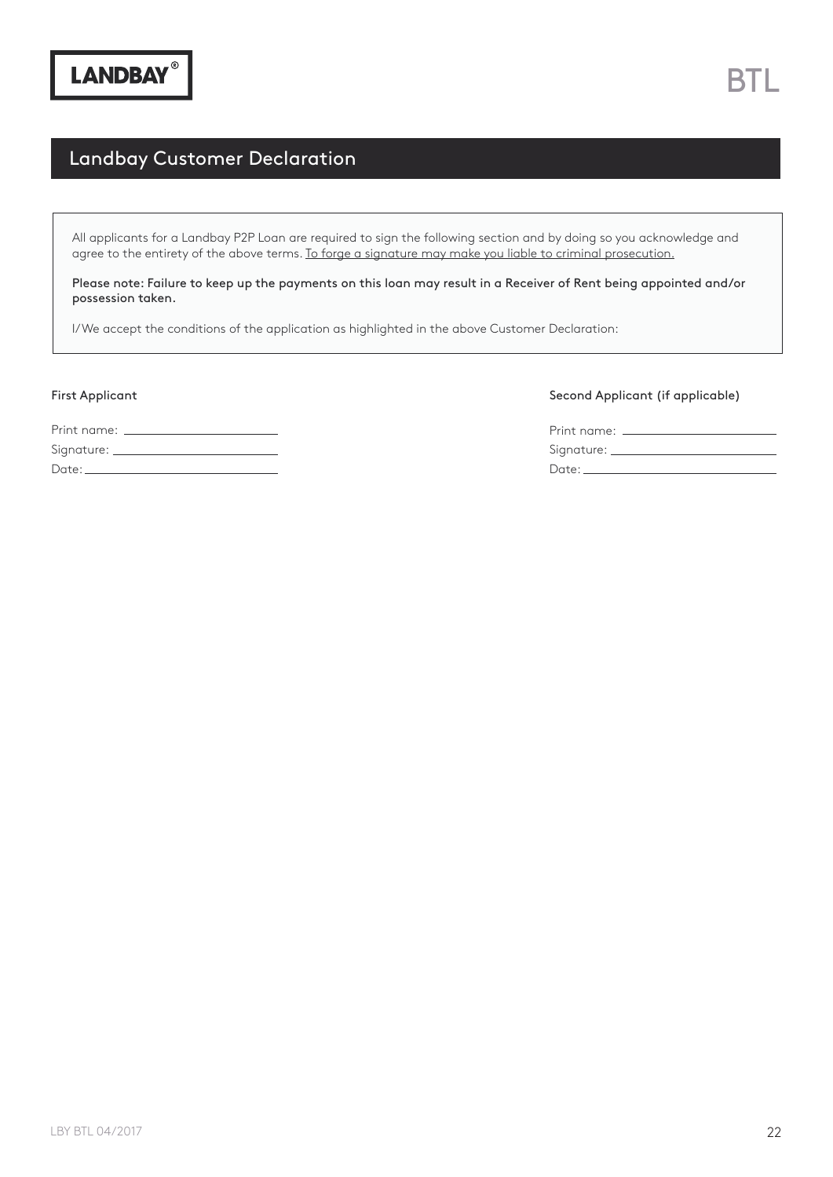## Landbay Customer Declaration

All applicants for a Landbay P2P Loan are required to sign the following section and by doing so you acknowledge and agree to the entirety of the above terms. <u>To forge a signature may make you liable to criminal prosecution.</u>

**Please note: Failure to keep up the payments on this loan may result in a Receiver of Rent being appointed and/or possession taken.**

I/We accept the conditions of the application as highlighted in the above Customer Declaration:

**First Applicant**

Print name: \_\_\_\_\_\_\_\_\_\_\_\_\_\_\_\_\_\_\_\_\_\_\_\_

Signature: \_\_\_\_\_\_\_\_\_\_\_\_\_\_\_\_\_\_\_\_\_\_\_\_

Date: \_\_\_\_\_\_\_\_\_\_\_\_\_\_\_\_\_\_\_\_\_\_\_\_

**Second Applicant (if applicable)**

Print name: \_\_\_\_\_\_\_\_\_\_\_\_\_\_\_\_\_\_\_\_\_\_\_\_

Signature: \_\_\_\_\_\_\_\_\_\_\_\_\_\_\_\_\_\_\_\_\_\_\_\_

Date: \_\_\_\_\_\_\_\_\_\_\_\_\_\_\_\_\_\_\_\_\_\_\_\_